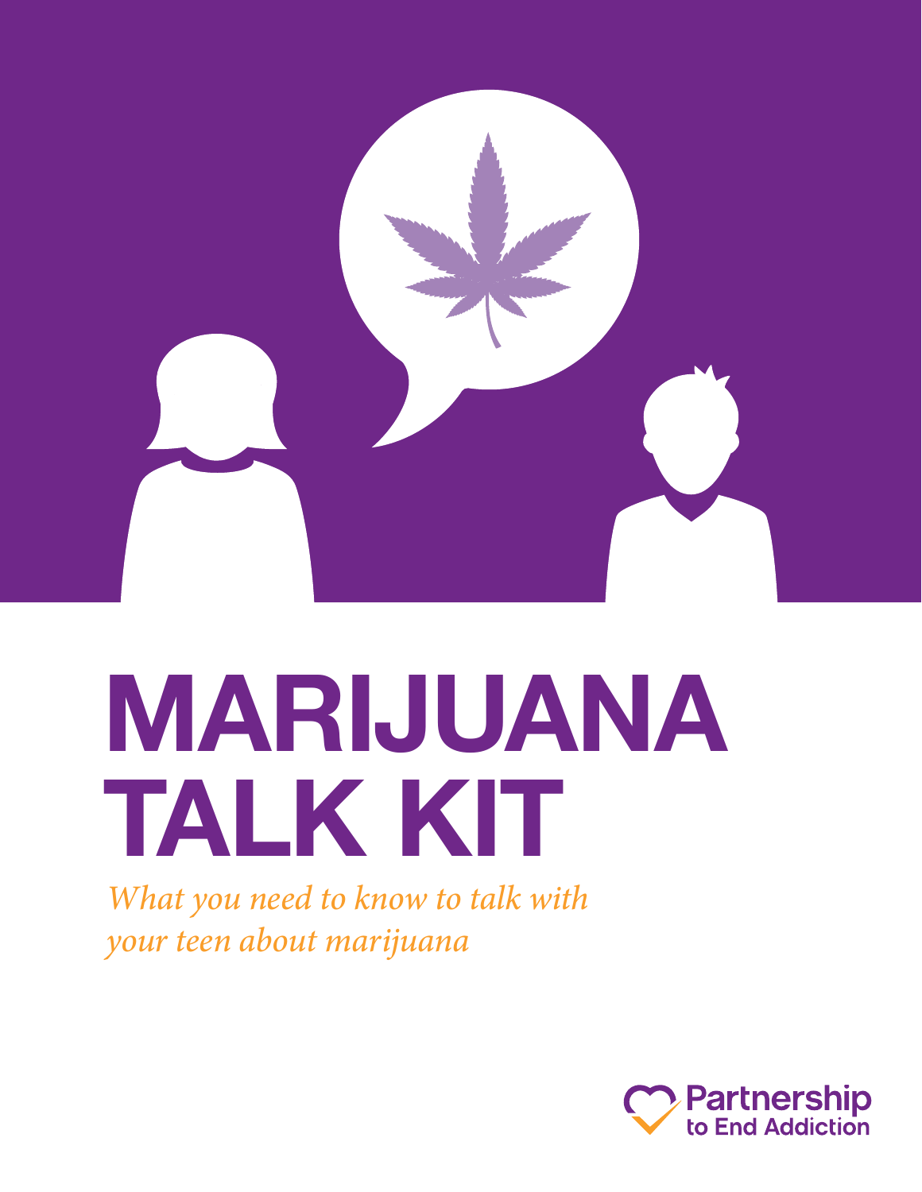# MARIJUANA TALK KIT

*What you need to know to talk with your teen about marijuana*

Partnership to End Addiction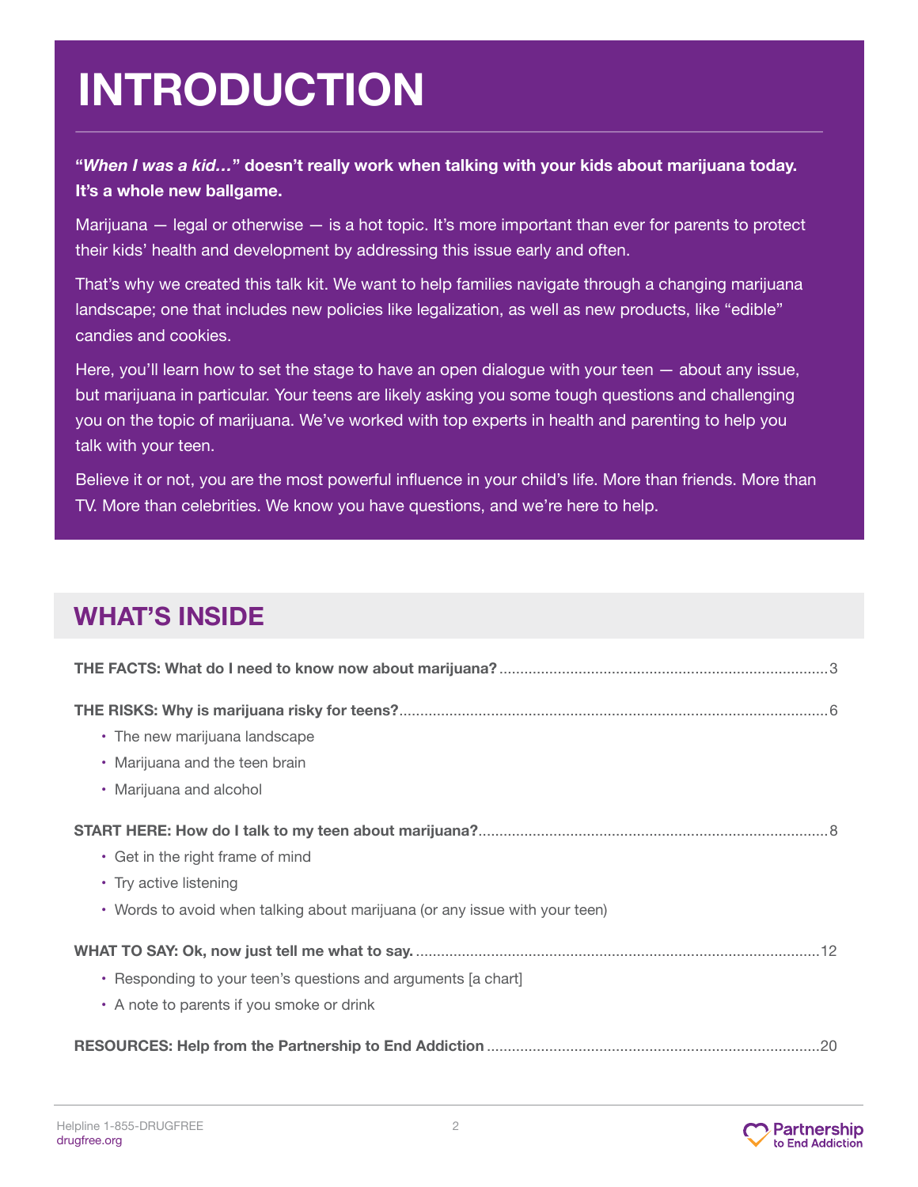# INTRODUCTION

**"*When I was a kid…*" doesn't really work when talking with your kids about marijuana today. It's a whole new ballgame.**

Marijuana — legal or otherwise — is a hot topic. It's more important than ever for parents to protect their kids' health and development by addressing this issue early and often.

That's why we created this talk kit. We want to help families navigate through a changing marijuana landscape; one that includes new policies like legalization, as well as new products, like "edible" candies and cookies.

Here, you'll learn how to set the stage to have an open dialogue with your teen — about any issue, but marijuana in particular. Your teens are likely asking you some tough questions and challenging you on the topic of marijuana. We've worked with top experts in health and parenting to help you talk with your teen.

Believe it or not, you are the most powerful influence in your child's life. More than friends. More than TV. More than celebrities. We know you have questions, and we're here to help.

## WHAT'S INSIDE

**THE FACTS: What do I need to know now about marijuana?** .......... 3

**THE RISKS: Why is marijuana risky for teens?** .......... 6

- The new marijuana landscape
- Marijuana and the teen brain
- Marijuana and alcohol

**START HERE: How do I talk to my teen about marijuana?** .......... 8

- Get in the right frame of mind
- Try active listening
- Words to avoid when talking about marijuana (or any issue with your teen)

**WHAT TO SAY: Ok, now just tell me what to say.** .......... 12

- Responding to your teen's questions and arguments [a chart]
- A note to parents if you smoke or drink

**RESOURCES: Help from the Partnership to End Addiction** .......... 20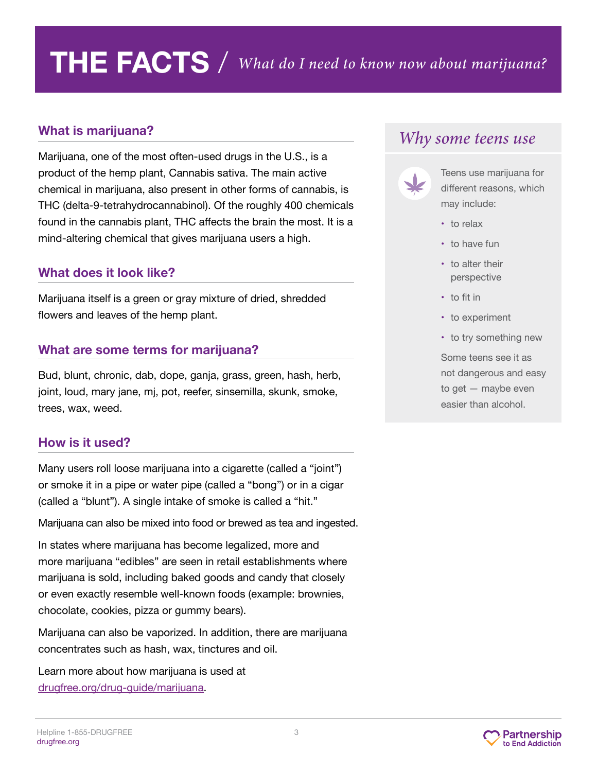# THE FACTS / *What do I need to know now about marijuana?*

## What is marijuana?

Marijuana, one of the most often-used drugs in the U.S., is a product of the hemp plant, Cannabis sativa. The main active chemical in marijuana, also present in other forms of cannabis, is THC (delta-9-tetrahydrocannabinol). Of the roughly 400 chemicals found in the cannabis plant, THC affects the brain the most. It is a mind-altering chemical that gives marijuana users a high.

## What does it look like?

Marijuana itself is a green or gray mixture of dried, shredded flowers and leaves of the hemp plant.

## What are some terms for marijuana?

Bud, blunt, chronic, dab, dope, ganja, grass, green, hash, herb, joint, loud, mary jane, mj, pot, reefer, sinsemilla, skunk, smoke, trees, wax, weed.

## How is it used?

Many users roll loose marijuana into a cigarette (called a "joint") or smoke it in a pipe or water pipe (called a "bong") or in a cigar (called a "blunt"). A single intake of smoke is called a "hit."

Marijuana can also be mixed into food or brewed as tea and ingested.

In states where marijuana has become legalized, more and more marijuana "edibles" are seen in retail establishments where marijuana is sold, including baked goods and candy that closely or even exactly resemble well-known foods (example: brownies, chocolate, cookies, pizza or gummy bears).

Marijuana can also be vaporized. In addition, there are marijuana concentrates such as hash, wax, tinctures and oil.

Learn more about how marijuana is used at drugfree.org/drug-guide/marijuana.

## *Why some teens use*

Teens use marijuana for different reasons, which may include:

- to relax
- to have fun
- to alter their perspective
- to fit in
- to experiment
- to try something new

Some teens see it as not dangerous and easy to get — maybe even easier than alcohol.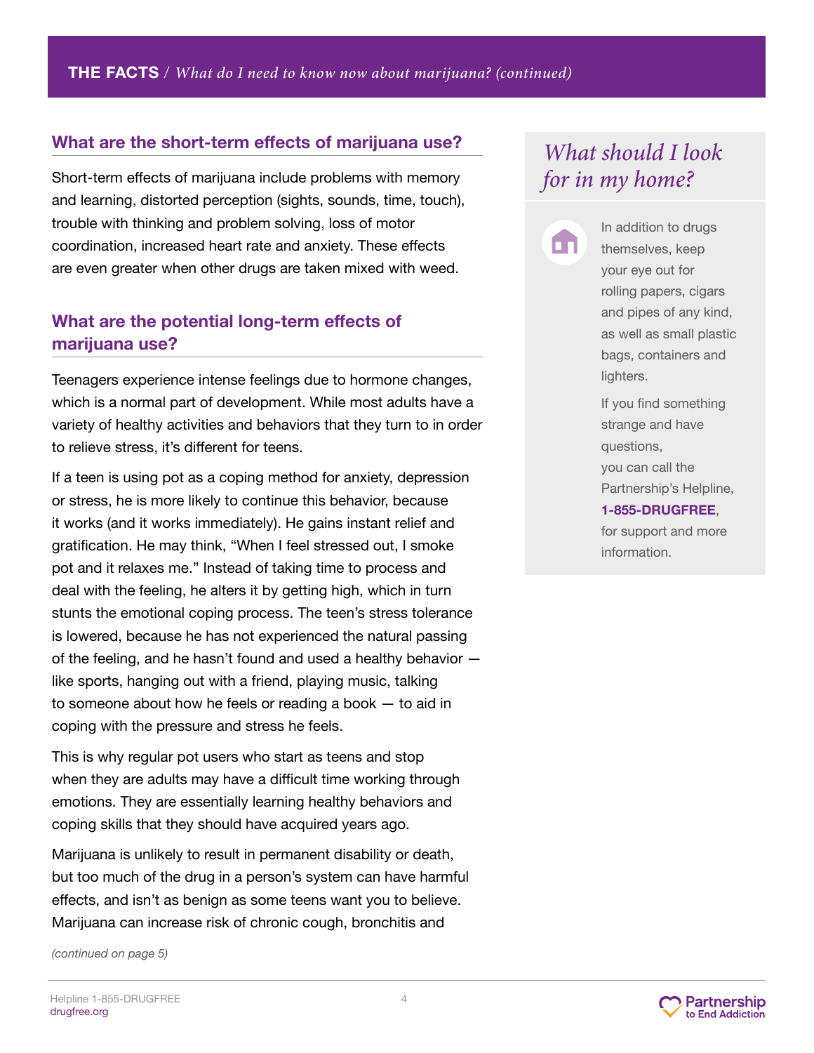## What are the short-term effects of marijuana use?

Short-term effects of marijuana include problems with memory and learning, distorted perception (sights, sounds, time, touch), trouble with thinking and problem solving, loss of motor coordination, increased heart rate and anxiety. These effects are even greater when other drugs are taken mixed with weed.

## What are the potential long-term effects of marijuana use?

Teenagers experience intense feelings due to hormone changes, which is a normal part of development. While most adults have a variety of healthy activities and behaviors that they turn to in order to relieve stress, it's different for teens.

If a teen is using pot as a coping method for anxiety, depression or stress, he is more likely to continue this behavior, because it works (and it works immediately). He gains instant relief and gratification. He may think, "When I feel stressed out, I smoke pot and it relaxes me." Instead of taking time to process and deal with the feeling, he alters it by getting high, which in turn stunts the emotional coping process. The teen's stress tolerance is lowered, because he has not experienced the natural passing of the feeling, and he hasn't found and used a healthy behavior — like sports, hanging out with a friend, playing music, talking to someone about how he feels or reading a book — to aid in coping with the pressure and stress he feels.

This is why regular pot users who start as teens and stop when they are adults may have a difficult time working through emotions. They are essentially learning healthy behaviors and coping skills that they should have acquired years ago.

Marijuana is unlikely to result in permanent disability or death, but too much of the drug in a person's system can have harmful effects, and isn't as benign as some teens want you to believe. Marijuana can increase risk of chronic cough, bronchitis and

*(continued on page 5)*

## *What should I look for in my home?*

In addition to drugs themselves, keep your eye out for rolling papers, cigars and pipes of any kind, as well as small plastic bags, containers and lighters.

If you find something strange and have questions, you can call the Partnership's Helpline, **1-855-DRUGFREE**, for support and more information.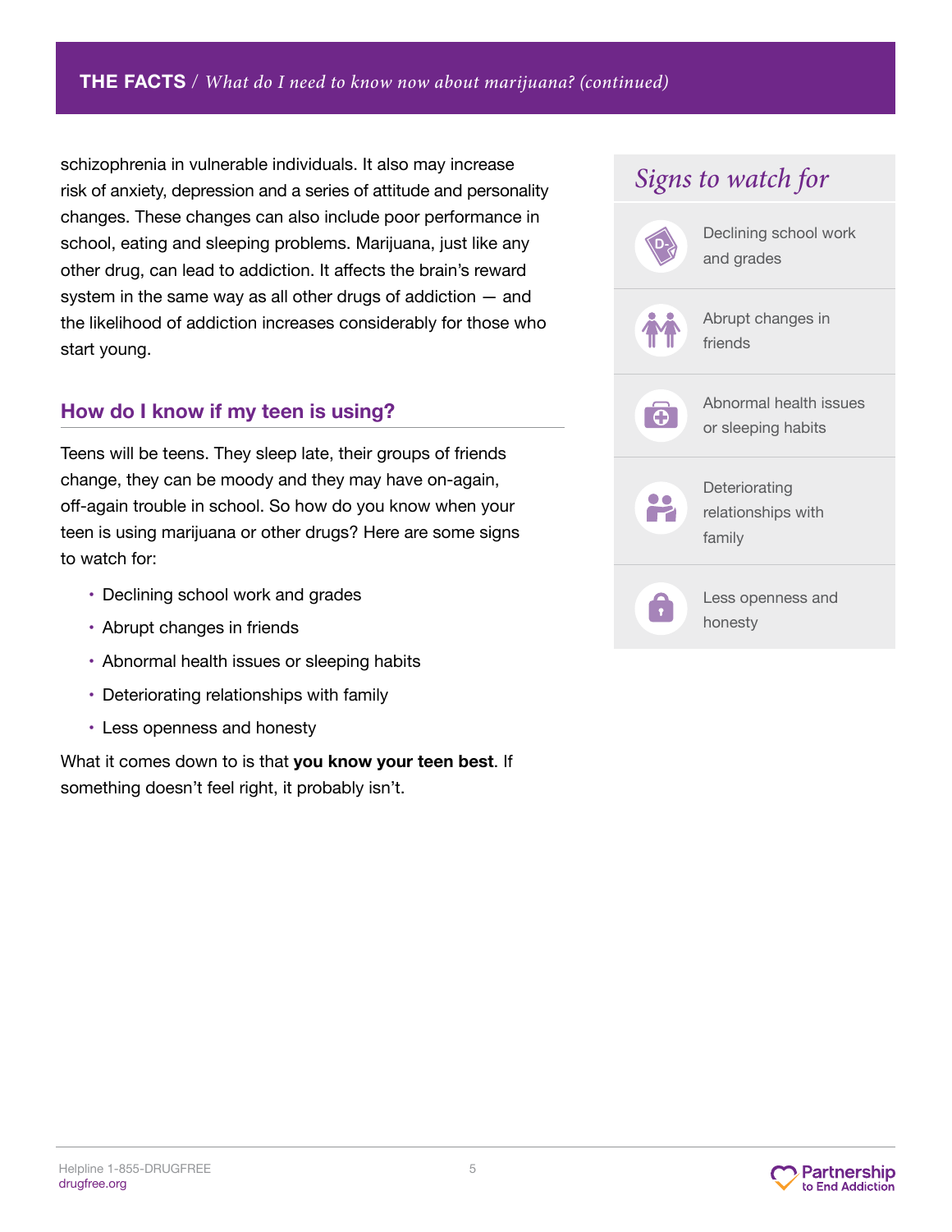schizophrenia in vulnerable individuals. It also may increase risk of anxiety, depression and a series of attitude and personality changes. These changes can also include poor performance in school, eating and sleeping problems. Marijuana, just like any other drug, can lead to addiction. It affects the brain's reward system in the same way as all other drugs of addiction — and the likelihood of addiction increases considerably for those who start young.

## How do I know if my teen is using?

Teens will be teens. They sleep late, their groups of friends change, they can be moody and they may have on-again, off-again trouble in school. So how do you know when your teen is using marijuana or other drugs? Here are some signs to watch for:

- Declining school work and grades
- Abrupt changes in friends
- Abnormal health issues or sleeping habits
- Deteriorating relationships with family
- Less openness and honesty

What it comes down to is that **you know your teen best**. If something doesn't feel right, it probably isn't.

### *Signs to watch for*

- Declining school work and grades
- Abrupt changes in friends
- Abnormal health issues or sleeping habits
- Deteriorating relationships with family
- Less openness and honesty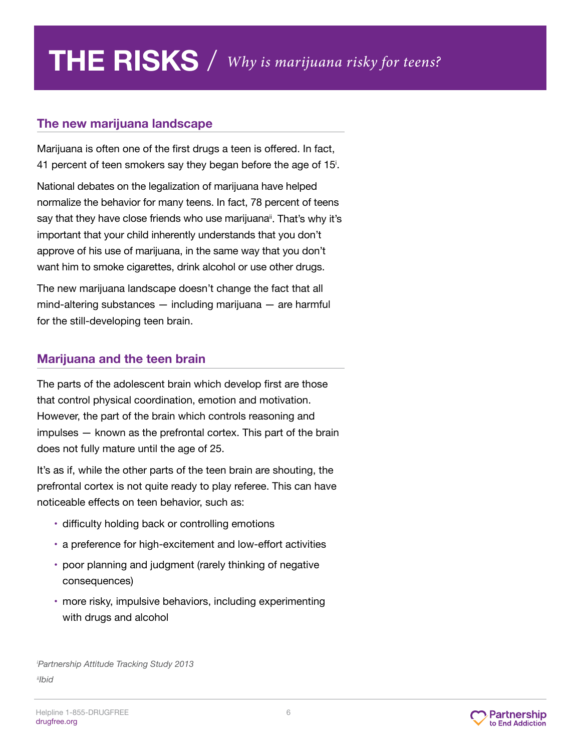# THE RISKS / *Why is marijuana risky for teens?*

## The new marijuana landscape

Marijuana is often one of the first drugs a teen is offered. In fact, 41 percent of teen smokers say they began before the age of 15[i].

National debates on the legalization of marijuana have helped normalize the behavior for many teens. In fact, 78 percent of teens say that they have close friends who use marijuana[ii]. That's why it's important that your child inherently understands that you don't approve of his use of marijuana, in the same way that you don't want him to smoke cigarettes, drink alcohol or use other drugs.

The new marijuana landscape doesn't change the fact that all mind-altering substances — including marijuana — are harmful for the still-developing teen brain.

## Marijuana and the teen brain

The parts of the adolescent brain which develop first are those that control physical coordination, emotion and motivation. However, the part of the brain which controls reasoning and impulses — known as the prefrontal cortex. This part of the brain does not fully mature until the age of 25.

It's as if, while the other parts of the teen brain are shouting, the prefrontal cortex is not quite ready to play referee. This can have noticeable effects on teen behavior, such as:

- difficulty holding back or controlling emotions
- a preference for high-excitement and low-effort activities
- poor planning and judgment (rarely thinking of negative consequences)
- more risky, impulsive behaviors, including experimenting with drugs and alcohol

[i] *Partnership Attitude Tracking Study 2013*

[ii] *Ibid*

Helpline 1-855-DRUGFREE
drugfree.org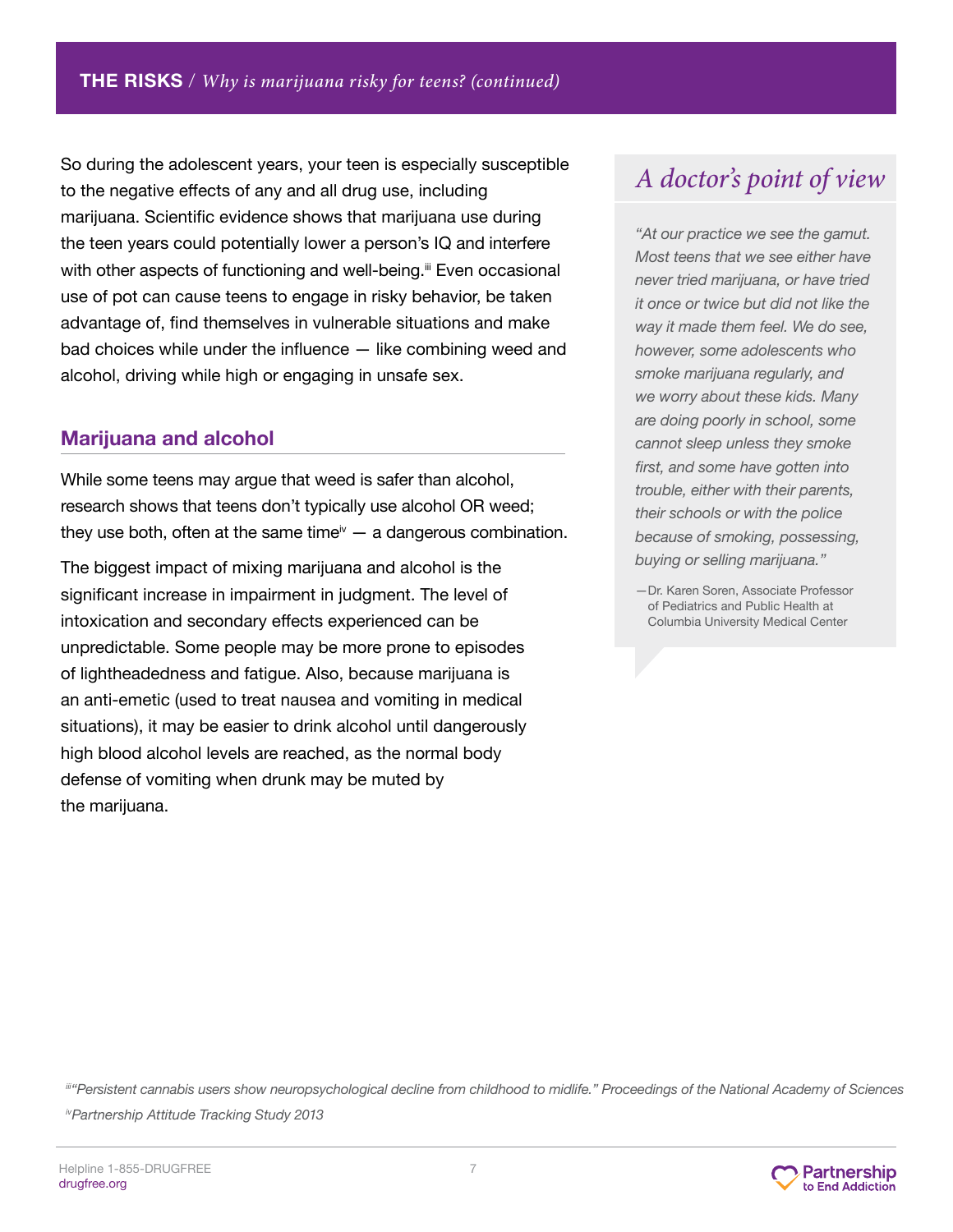## THE RISKS / *Why is marijuana risky for teens? (continued)*

So during the adolescent years, your teen is especially susceptible to the negative effects of any and all drug use, including marijuana. Scientific evidence shows that marijuana use during the teen years could potentially lower a person's IQ and interfere with other aspects of functioning and well-being.[iii] Even occasional use of pot can cause teens to engage in risky behavior, be taken advantage of, find themselves in vulnerable situations and make bad choices while under the influence — like combining weed and alcohol, driving while high or engaging in unsafe sex.

### Marijuana and alcohol

While some teens may argue that weed is safer than alcohol, research shows that teens don't typically use alcohol OR weed; they use both, often at the same time[iv] — a dangerous combination.

The biggest impact of mixing marijuana and alcohol is the significant increase in impairment in judgment. The level of intoxication and secondary effects experienced can be unpredictable. Some people may be more prone to episodes of lightheadedness and fatigue. Also, because marijuana is an anti-emetic (used to treat nausea and vomiting in medical situations), it may be easier to drink alcohol until dangerously high blood alcohol levels are reached, as the normal body defense of vomiting when drunk may be muted by the marijuana.

### *A doctor's point of view*

*"At our practice we see the gamut. Most teens that we see either have never tried marijuana, or have tried it once or twice but did not like the way it made them feel. We do see, however, some adolescents who smoke marijuana regularly, and we worry about these kids. Many are doing poorly in school, some cannot sleep unless they smoke first, and some have gotten into trouble, either with their parents, their schools or with the police because of smoking, possessing, buying or selling marijuana."*

—Dr. Karen Soren, Associate Professor of Pediatrics and Public Health at Columbia University Medical Center

[iii] *"Persistent cannabis users show neuropsychological decline from childhood to midlife." Proceedings of the National Academy of Sciences*

[iv] *Partnership Attitude Tracking Study 2013*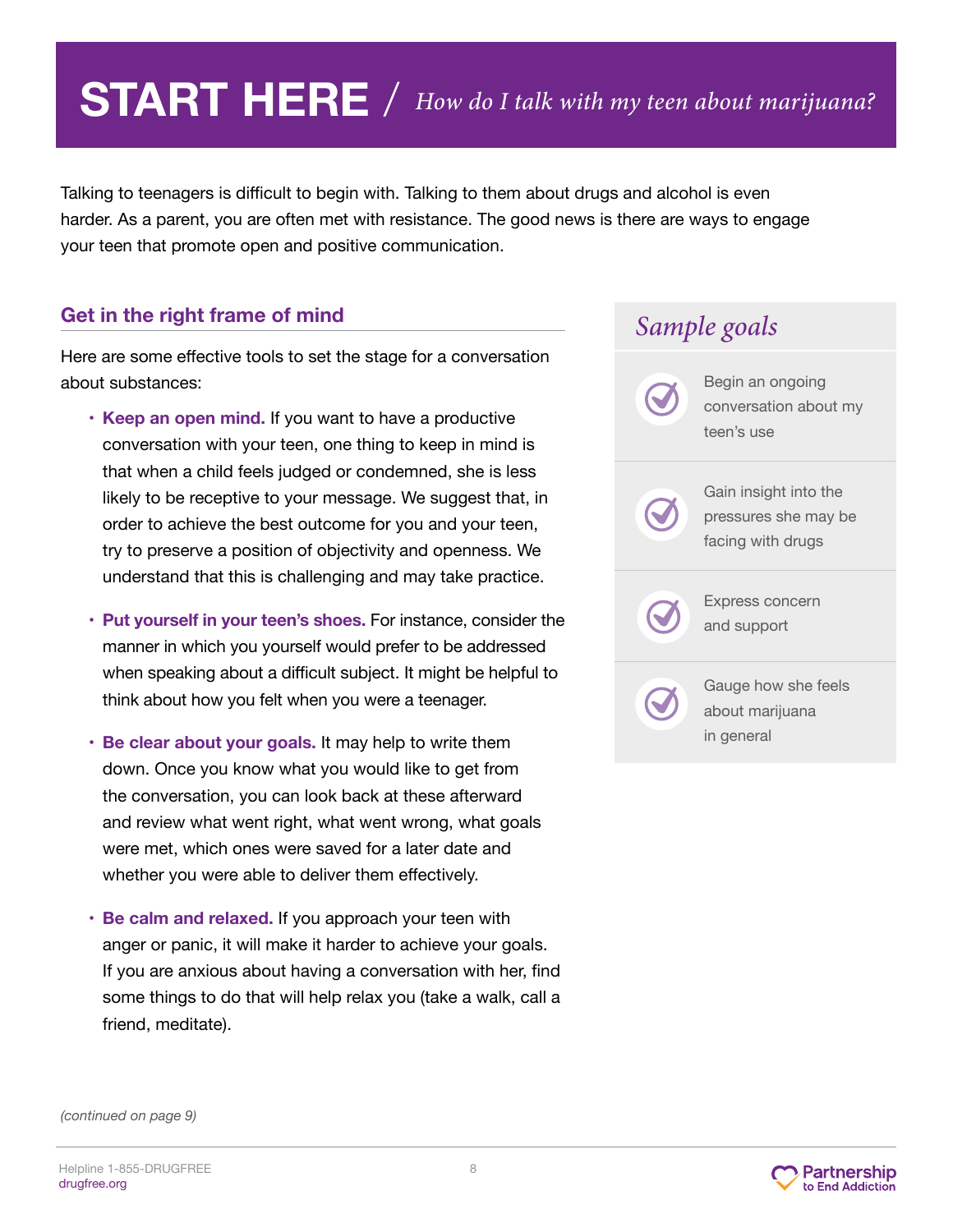# START HERE / *How do I talk with my teen about marijuana?*

Talking to teenagers is difficult to begin with. Talking to them about drugs and alcohol is even harder. As a parent, you are often met with resistance. The good news is there are ways to engage your teen that promote open and positive communication.

## Get in the right frame of mind

Here are some effective tools to set the stage for a conversation about substances:

- **Keep an open mind.** If you want to have a productive conversation with your teen, one thing to keep in mind is that when a child feels judged or condemned, she is less likely to be receptive to your message. We suggest that, in order to achieve the best outcome for you and your teen, try to preserve a position of objectivity and openness. We understand that this is challenging and may take practice.
- **Put yourself in your teen's shoes.** For instance, consider the manner in which you yourself would prefer to be addressed when speaking about a difficult subject. It might be helpful to think about how you felt when you were a teenager.
- **Be clear about your goals.** It may help to write them down. Once you know what you would like to get from the conversation, you can look back at these afterward and review what went right, what went wrong, what goals were met, which ones were saved for a later date and whether you were able to deliver them effectively.
- **Be calm and relaxed.** If you approach your teen with anger or panic, it will make it harder to achieve your goals. If you are anxious about having a conversation with her, find some things to do that will help relax you (take a walk, call a friend, meditate).

*(continued on page 9)*

## *Sample goals*

- Begin an ongoing conversation about my teen's use
- Gain insight into the pressures she may be facing with drugs
- Express concern and support
- Gauge how she feels about marijuana in general

Helpline 1-855-DRUGFREE
drugfree.org

Partnership to End Addiction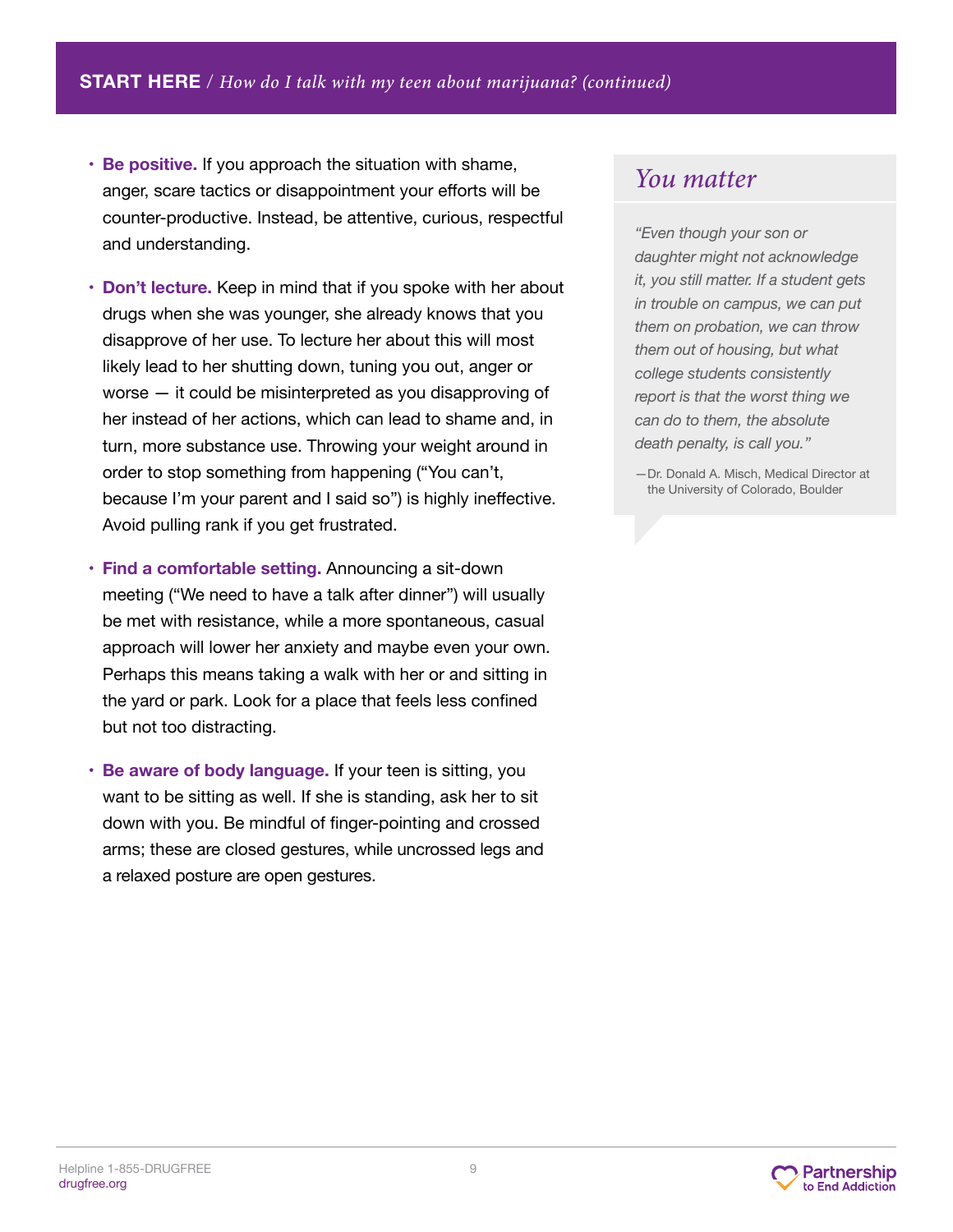## START HERE / *How do I talk with my teen about marijuana? (continued)*

- **Be positive.** If you approach the situation with shame, anger, scare tactics or disappointment your efforts will be counter-productive. Instead, be attentive, curious, respectful and understanding.
- **Don't lecture.** Keep in mind that if you spoke with her about drugs when she was younger, she already knows that you disapprove of her use. To lecture her about this will most likely lead to her shutting down, tuning you out, anger or worse — it could be misinterpreted as you disapproving of her instead of her actions, which can lead to shame and, in turn, more substance use. Throwing your weight around in order to stop something from happening ("You can't, because I'm your parent and I said so") is highly ineffective. Avoid pulling rank if you get frustrated.
- **Find a comfortable setting.** Announcing a sit-down meeting ("We need to have a talk after dinner") will usually be met with resistance, while a more spontaneous, casual approach will lower her anxiety and maybe even your own. Perhaps this means taking a walk with her or and sitting in the yard or park. Look for a place that feels less confined but not too distracting.
- **Be aware of body language.** If your teen is sitting, you want to be sitting as well. If she is standing, ask her to sit down with you. Be mindful of finger-pointing and crossed arms; these are closed gestures, while uncrossed legs and a relaxed posture are open gestures.

### *You matter*

*"Even though your son or daughter might not acknowledge it, you still matter. If a student gets in trouble on campus, we can put them on probation, we can throw them out of housing, but what college students consistently report is that the worst thing we can do to them, the absolute death penalty, is call you."*

—Dr. Donald A. Misch, Medical Director at the University of Colorado, Boulder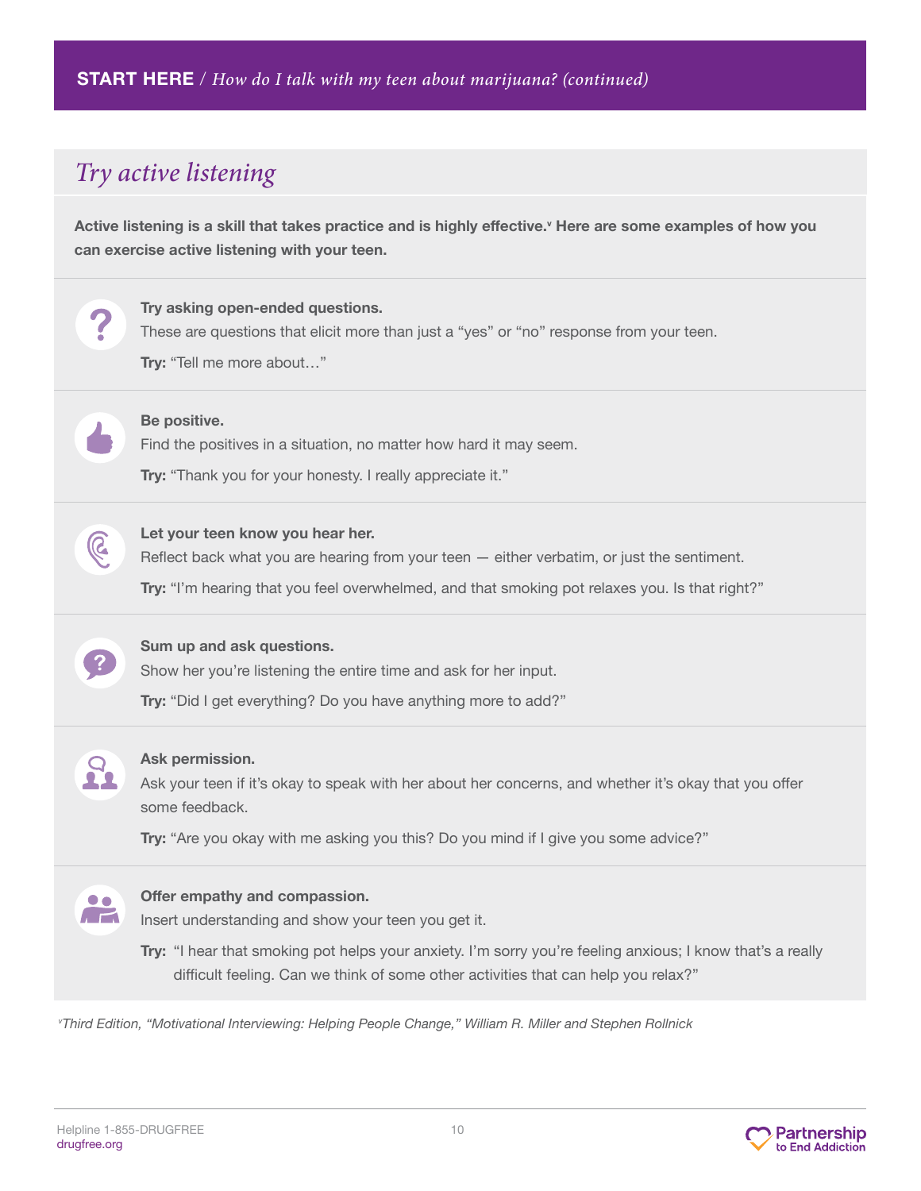**START HERE** / *How do I talk with my teen about marijuana? (continued)*

## *Try active listening*

**Active listening is a skill that takes practice and is highly effective.[v] Here are some examples of how you can exercise active listening with your teen.**

**Try asking open-ended questions.**
These are questions that elicit more than just a "yes" or "no" response from your teen.

**Try:** "Tell me more about…"

**Be positive.**
Find the positives in a situation, no matter how hard it may seem.

**Try:** "Thank you for your honesty. I really appreciate it."

**Let your teen know you hear her.**
Reflect back what you are hearing from your teen — either verbatim, or just the sentiment.

**Try:** "I'm hearing that you feel overwhelmed, and that smoking pot relaxes you. Is that right?"

**Sum up and ask questions.**
Show her you're listening the entire time and ask for her input.

**Try:** "Did I get everything? Do you have anything more to add?"

**Ask permission.**
Ask your teen if it's okay to speak with her about her concerns, and whether it's okay that you offer some feedback.

**Try:** "Are you okay with me asking you this? Do you mind if I give you some advice?"

**Offer empathy and compassion.**
Insert understanding and show your teen you get it.

**Try:** "I hear that smoking pot helps your anxiety. I'm sorry you're feeling anxious; I know that's a really difficult feeling. Can we think of some other activities that can help you relax?"

*[v] Third Edition, "Motivational Interviewing: Helping People Change," William R. Miller and Stephen Rollnick*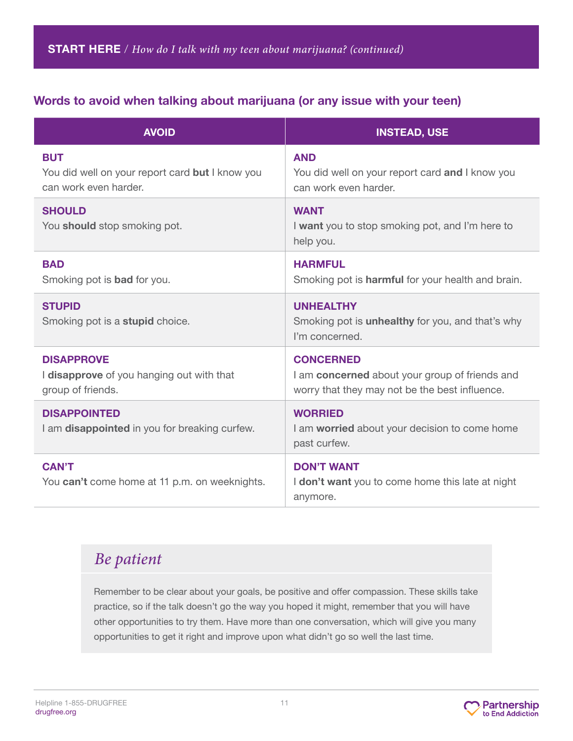**START HERE** / *How do I talk with my teen about marijuana? (continued)*

## Words to avoid when talking about marijuana (or any issue with your teen)

| AVOID | INSTEAD, USE |
|---|---|
| **BUT**<br>You did well on your report card **but** I know you can work even harder. | **AND**<br>You did well on your report card **and** I know you can work even harder. |
| **SHOULD**<br>You **should** stop smoking pot. | **WANT**<br>I **want** you to stop smoking pot, and I'm here to help you. |
| **BAD**<br>Smoking pot is **bad** for you. | **HARMFUL**<br>Smoking pot is **harmful** for your health and brain. |
| **STUPID**<br>Smoking pot is a **stupid** choice. | **UNHEALTHY**<br>Smoking pot is **unhealthy** for you, and that's why I'm concerned. |
| **DISAPPROVE**<br>I **disapprove** of you hanging out with that group of friends. | **CONCERNED**<br>I am **concerned** about your group of friends and worry that they may not be the best influence. |
| **DISAPPOINTED**<br>I am **disappointed** in you for breaking curfew. | **WORRIED**<br>I am **worried** about your decision to come home past curfew. |
| **CAN'T**<br>You **can't** come home at 11 p.m. on weeknights. | **DON'T WANT**<br>I **don't want** you to come home this late at night anymore. |

### *Be patient*

Remember to be clear about your goals, be positive and offer compassion. These skills take practice, so if the talk doesn't go the way you hoped it might, remember that you will have other opportunities to try them. Have more than one conversation, which will give you many opportunities to get it right and improve upon what didn't go so well the last time.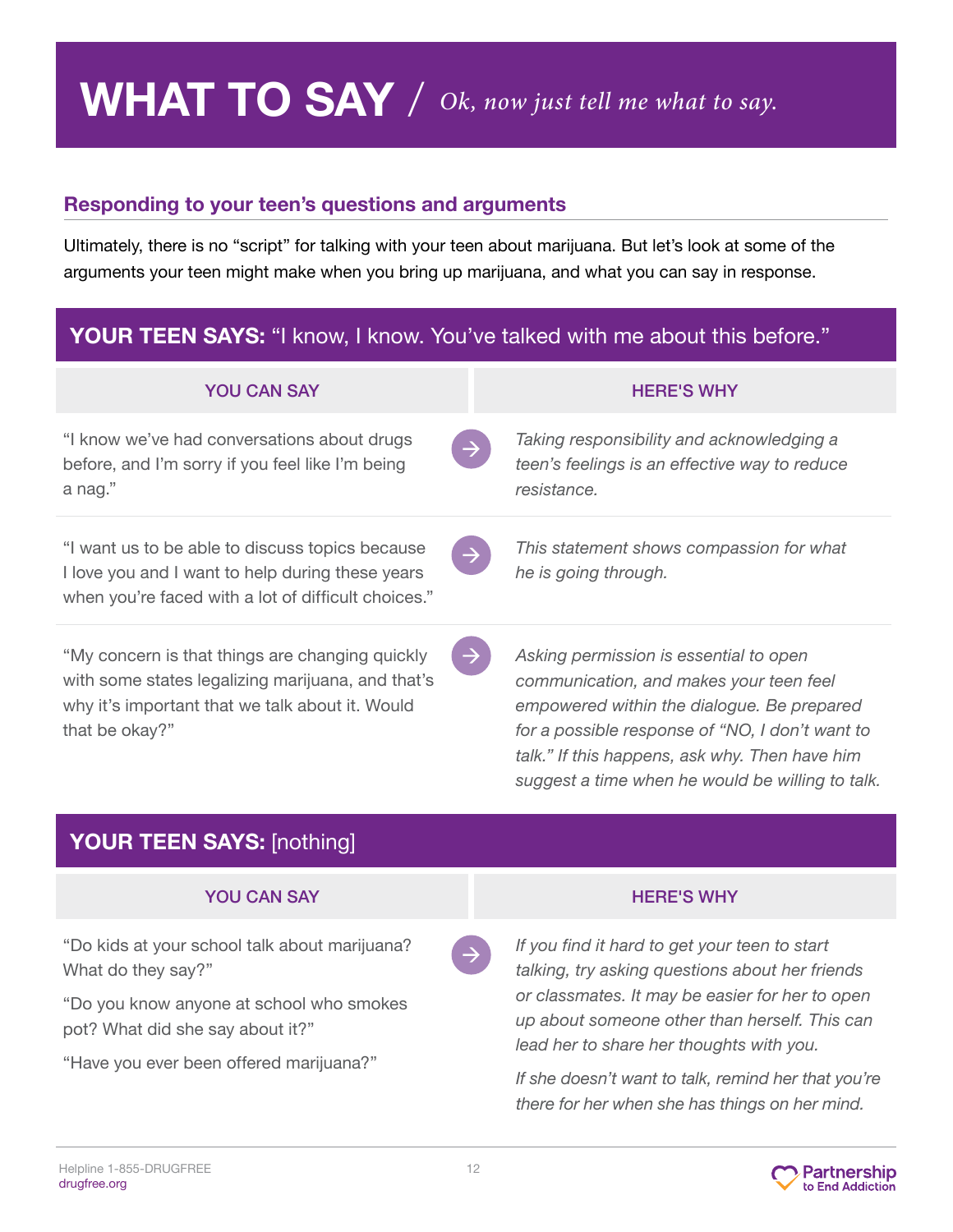# WHAT TO SAY / *Ok, now just tell me what to say.*

## Responding to your teen's questions and arguments

Ultimately, there is no "script" for talking with your teen about marijuana. But let's look at some of the arguments your teen might make when you bring up marijuana, and what you can say in response.

### YOUR TEEN SAYS: "I know, I know. You've talked with me about this before."

| YOU CAN SAY | HERE'S WHY |
| --- | --- |
| "I know we've had conversations about drugs before, and I'm sorry if you feel like I'm being a nag." | *Taking responsibility and acknowledging a teen's feelings is an effective way to reduce resistance.* |
| "I want us to be able to discuss topics because I love you and I want to help during these years when you're faced with a lot of difficult choices." | *This statement shows compassion for what he is going through.* |
| "My concern is that things are changing quickly with some states legalizing marijuana, and that's why it's important that we talk about it. Would that be okay?" | *Asking permission is essential to open communication, and makes your teen feel empowered within the dialogue. Be prepared for a possible response of "NO, I don't want to talk." If this happens, ask why. Then have him suggest a time when he would be willing to talk.* |

### YOUR TEEN SAYS: [nothing]

| YOU CAN SAY | HERE'S WHY |
| --- | --- |
| "Do kids at your school talk about marijuana? What do they say?"<br><br>"Do you know anyone at school who smokes pot? What did she say about it?"<br><br>"Have you ever been offered marijuana?" | *If you find it hard to get your teen to start talking, try asking questions about her friends or classmates. It may be easier for her to open up about someone other than herself. This can lead her to share her thoughts with you.*<br><br>*If she doesn't want to talk, remind her that you're there for her when she has things on her mind.* |

Helpline 1-855-DRUGFREE
drugfree.org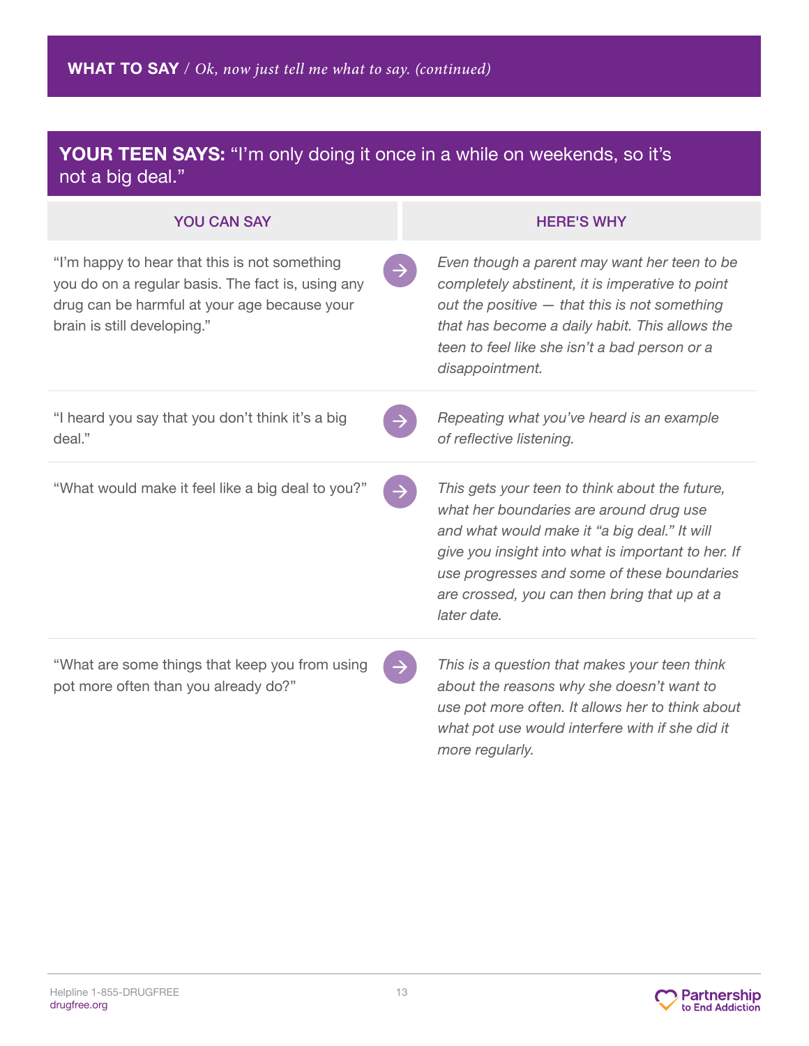**WHAT TO SAY** / *Ok, now just tell me what to say. (continued)*

## **YOUR TEEN SAYS:** "I'm only doing it once in a while on weekends, so it's not a big deal."

| YOU CAN SAY | HERE'S WHY |
|---|---|
| "I'm happy to hear that this is not something you do on a regular basis. The fact is, using any drug can be harmful at your age because your brain is still developing." | *Even though a parent may want her teen to be completely abstinent, it is imperative to point out the positive — that this is not something that has become a daily habit. This allows the teen to feel like she isn't a bad person or a disappointment.* |
| "I heard you say that you don't think it's a big deal." | *Repeating what you've heard is an example of reflective listening.* |
| "What would make it feel like a big deal to you?" | *This gets your teen to think about the future, what her boundaries are around drug use and what would make it "a big deal." It will give you insight into what is important to her. If use progresses and some of these boundaries are crossed, you can then bring that up at a later date.* |
| "What are some things that keep you from using pot more often than you already do?" | *This is a question that makes your teen think about the reasons why she doesn't want to use pot more often. It allows her to think about what pot use would interfere with if she did it more regularly.* |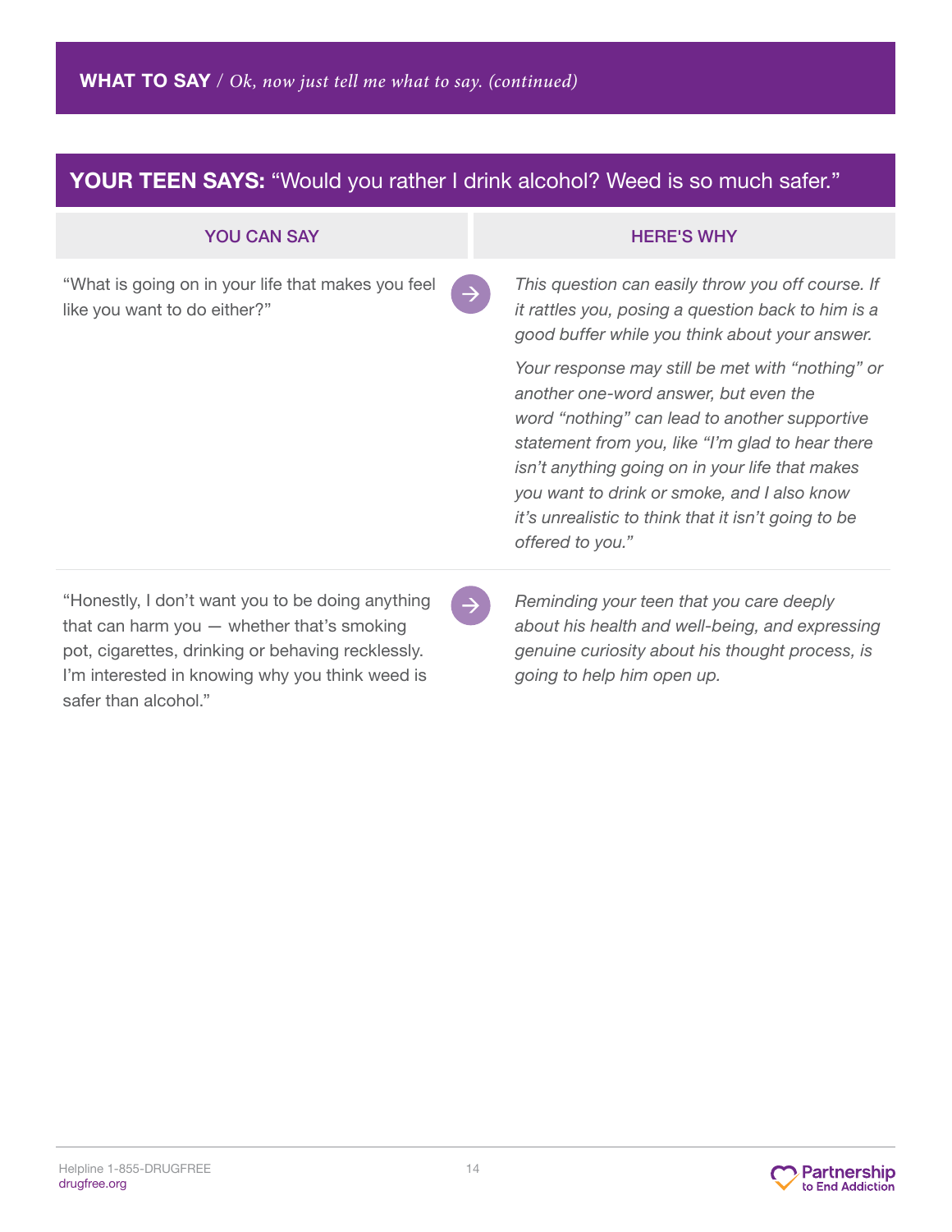**WHAT TO SAY** / *Ok, now just tell me what to say. (continued)*

## YOUR TEEN SAYS: "Would you rather I drink alcohol? Weed is so much safer."

| YOU CAN SAY | HERE'S WHY |
|---|---|
| "What is going on in your life that makes you feel like you want to do either?" | *This question can easily throw you off course. If it rattles you, posing a question back to him is a good buffer while you think about your answer.* <br><br> *Your response may still be met with "nothing" or another one-word answer, but even the word "nothing" can lead to another supportive statement from you, like "I'm glad to hear there isn't anything going on in your life that makes you want to drink or smoke, and I also know it's unrealistic to think that it isn't going to be offered to you."* |
| "Honestly, I don't want you to be doing anything that can harm you — whether that's smoking pot, cigarettes, drinking or behaving recklessly. I'm interested in knowing why you think weed is safer than alcohol." | *Reminding your teen that you care deeply about his health and well-being, and expressing genuine curiosity about his thought process, is going to help him open up.* |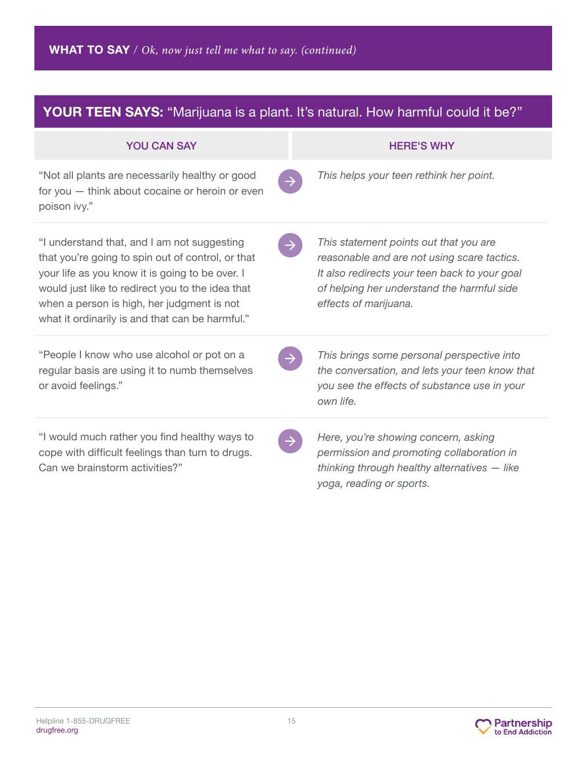**WHAT TO SAY** / *Ok, now just tell me what to say. (continued)*

## YOUR TEEN SAYS: "Marijuana is a plant. It's natural. How harmful could it be?"

| YOU CAN SAY | HERE'S WHY |
|---|---|
| "Not all plants are necessarily healthy or good for you — think about cocaine or heroin or even poison ivy." | *This helps your teen rethink her point.* |
| "I understand that, and I am not suggesting that you're going to spin out of control, or that your life as you know it is going to be over. I would just like to redirect you to the idea that when a person is high, her judgment is not what it ordinarily is and that can be harmful." | *This statement points out that you are reasonable and are not using scare tactics. It also redirects your teen back to your goal of helping her understand the harmful side effects of marijuana.* |
| "People I know who use alcohol or pot on a regular basis are using it to numb themselves or avoid feelings." | *This brings some personal perspective into the conversation, and lets your teen know that you see the effects of substance use in your own life.* |
| "I would much rather you find healthy ways to cope with difficult feelings than turn to drugs. Can we brainstorm activities?" | *Here, you're showing concern, asking permission and promoting collaboration in thinking through healthy alternatives — like yoga, reading or sports.* |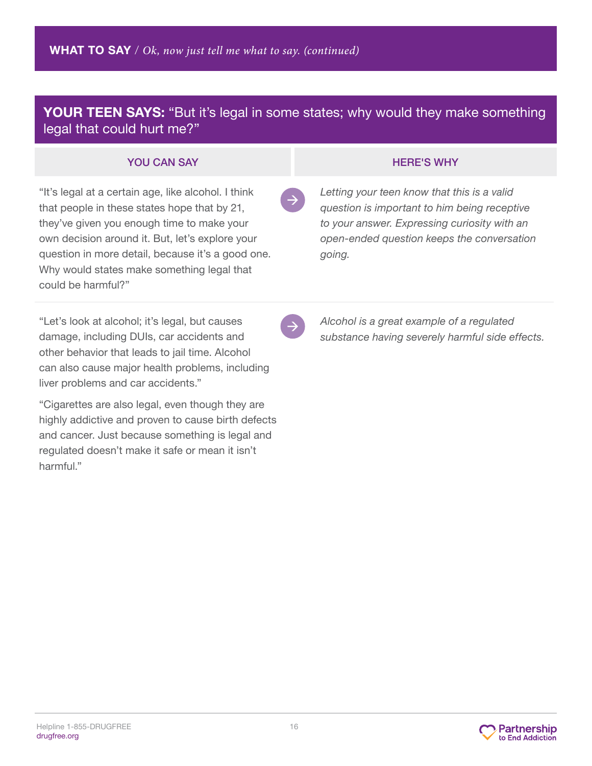## WHAT TO SAY / *Ok, now just tell me what to say. (continued)*

### YOUR TEEN SAYS: "But it's legal in some states; why would they make something legal that could hurt me?"

| YOU CAN SAY | HERE'S WHY |
|---|---|
| "It's legal at a certain age, like alcohol. I think that people in these states hope that by 21, they've given you enough time to make your own decision around it. But, let's explore your question in more detail, because it's a good one. Why would states make something legal that could be harmful?" | *Letting your teen know that this is a valid question is important to him being receptive to your answer. Expressing curiosity with an open-ended question keeps the conversation going.* |
| "Let's look at alcohol; it's legal, but causes damage, including DUIs, car accidents and other behavior that leads to jail time. Alcohol can also cause major health problems, including liver problems and car accidents." "Cigarettes are also legal, even though they are highly addictive and proven to cause birth defects and cancer. Just because something is legal and regulated doesn't make it safe or mean it isn't harmful." | *Alcohol is a great example of a regulated substance having severely harmful side effects.* |

Helpline 1-855-DRUGFREE
drugfree.org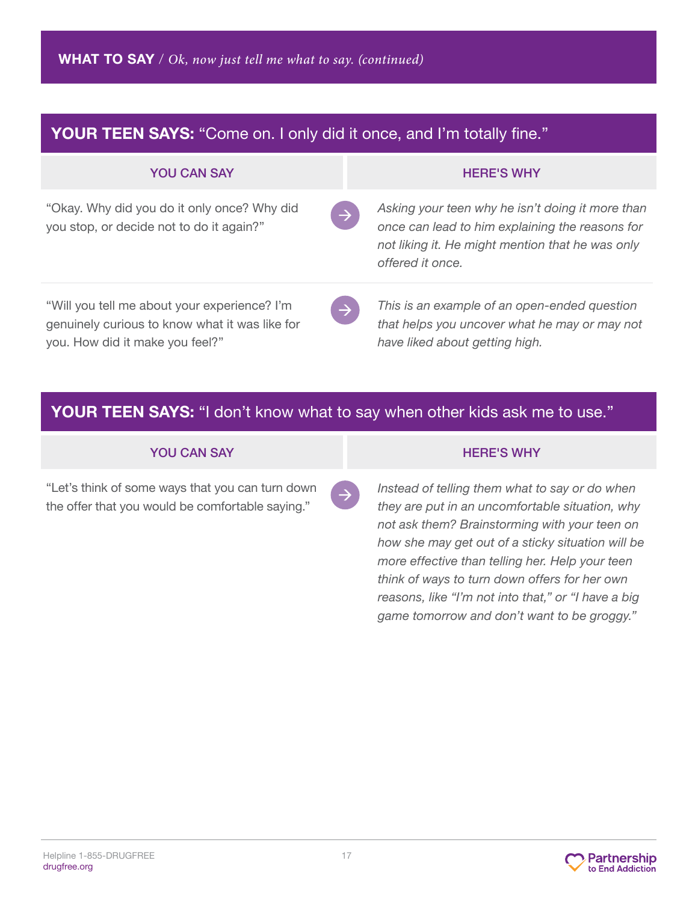**WHAT TO SAY** / *Ok, now just tell me what to say. (continued)*

## **YOUR TEEN SAYS:** "Come on. I only did it once, and I'm totally fine."

| YOU CAN SAY | HERE'S WHY |
| --- | --- |
| "Okay. Why did you do it only once? Why did you stop, or decide not to do it again?" | *Asking your teen why he isn't doing it more than once can lead to him explaining the reasons for not liking it. He might mention that he was only offered it once.* |
| "Will you tell me about your experience? I'm genuinely curious to know what it was like for you. How did it make you feel?" | *This is an example of an open-ended question that helps you uncover what he may or may not have liked about getting high.* |

## **YOUR TEEN SAYS:** "I don't know what to say when other kids ask me to use."

| YOU CAN SAY | HERE'S WHY |
| --- | --- |
| "Let's think of some ways that you can turn down the offer that you would be comfortable saying." | *Instead of telling them what to say or do when they are put in an uncomfortable situation, why not ask them? Brainstorming with your teen on how she may get out of a sticky situation will be more effective than telling her. Help your teen think of ways to turn down offers for her own reasons, like "I'm not into that," or "I have a big game tomorrow and don't want to be groggy."* |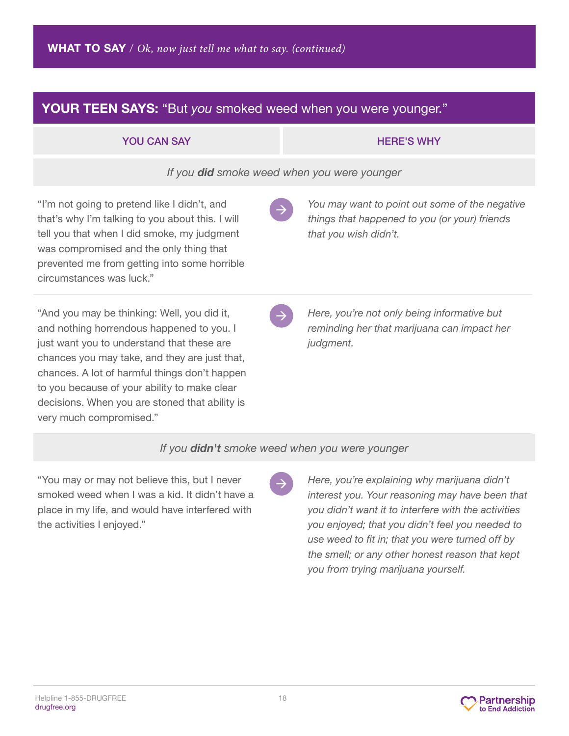**WHAT TO SAY** / *Ok, now just tell me what to say. (continued)*

## YOUR TEEN SAYS: "But *you* smoked weed when you were younger."

| YOU CAN SAY | HERE'S WHY |
|---|---|
| *If you **did** smoke weed when you were younger* | |
| "I'm not going to pretend like I didn't, and that's why I'm talking to you about this. I will tell you that when I did smoke, my judgment was compromised and the only thing that prevented me from getting into some horrible circumstances was luck." | *You may want to point out some of the negative things that happened to you (or your) friends that you wish didn't.* |
| "And you may be thinking: Well, you did it, and nothing horrendous happened to you. I just want you to understand that these are chances you may take, and they are just that, chances. A lot of harmful things don't happen to you because of your ability to make clear decisions. When you are stoned that ability is very much compromised." | *Here, you're not only being informative but reminding her that marijuana can impact her judgment.* |
| *If you **didn't** smoke weed when you were younger* | |
| "You may or may not believe this, but I never smoked weed when I was a kid. It didn't have a place in my life, and would have interfered with the activities I enjoyed." | *Here, you're explaining why marijuana didn't interest you. Your reasoning may have been that you didn't want it to interfere with the activities you enjoyed; that you didn't feel you needed to use weed to fit in; that you were turned off by the smell; or any other honest reason that kept you from trying marijuana yourself.* |

Helpline 1-855-DRUGFREE
drugfree.org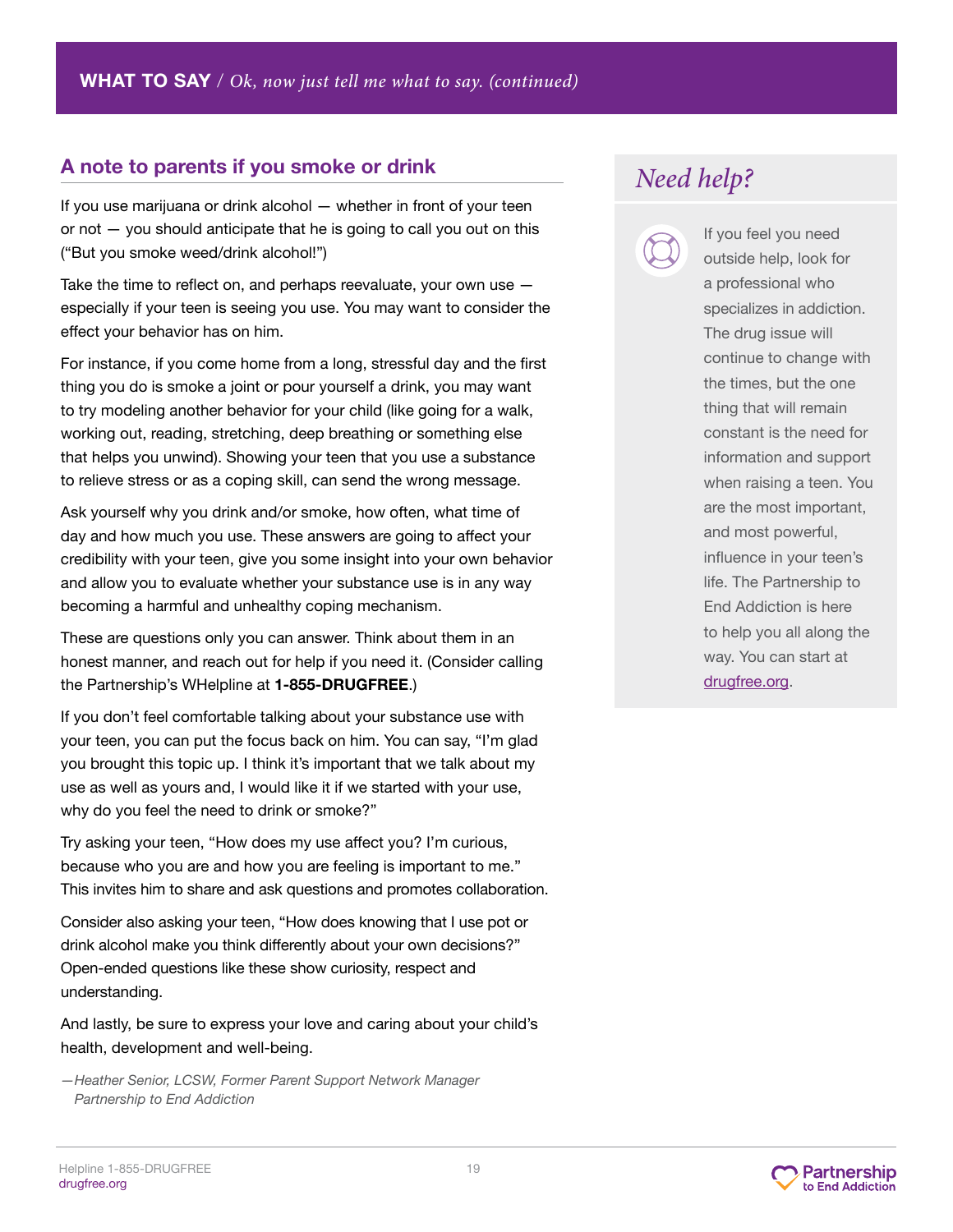**WHAT TO SAY** / *Ok, now just tell me what to say. (continued)*

## A note to parents if you smoke or drink

If you use marijuana or drink alcohol — whether in front of your teen or not — you should anticipate that he is going to call you out on this ("But you smoke weed/drink alcohol!")

Take the time to reflect on, and perhaps reevaluate, your own use — especially if your teen is seeing you use. You may want to consider the effect your behavior has on him.

For instance, if you come home from a long, stressful day and the first thing you do is smoke a joint or pour yourself a drink, you may want to try modeling another behavior for your child (like going for a walk, working out, reading, stretching, deep breathing or something else that helps you unwind). Showing your teen that you use a substance to relieve stress or as a coping skill, can send the wrong message.

Ask yourself why you drink and/or smoke, how often, what time of day and how much you use. These answers are going to affect your credibility with your teen, give you some insight into your own behavior and allow you to evaluate whether your substance use is in any way becoming a harmful and unhealthy coping mechanism.

These are questions only you can answer. Think about them in an honest manner, and reach out for help if you need it. (Consider calling the Partnership's WHelpline at **1-855-DRUGFREE**.)

If you don't feel comfortable talking about your substance use with your teen, you can put the focus back on him. You can say, "I'm glad you brought this topic up. I think it's important that we talk about my use as well as yours and, I would like it if we started with your use, why do you feel the need to drink or smoke?"

Try asking your teen, "How does my use affect you? I'm curious, because who you are and how you are feeling is important to me." This invites him to share and ask questions and promotes collaboration.

Consider also asking your teen, "How does knowing that I use pot or drink alcohol make you think differently about your own decisions?" Open-ended questions like these show curiosity, respect and understanding.

And lastly, be sure to express your love and caring about your child's health, development and well-being.

*—Heather Senior, LCSW, Former Parent Support Network Manager Partnership to End Addiction*

## *Need help?*

If you feel you need outside help, look for a professional who specializes in addiction. The drug issue will continue to change with the times, but the one thing that will remain constant is the need for information and support when raising a teen. You are the most important, and most powerful, influence in your teen's life. The Partnership to End Addiction is here to help you all along the way. You can start at drugfree.org.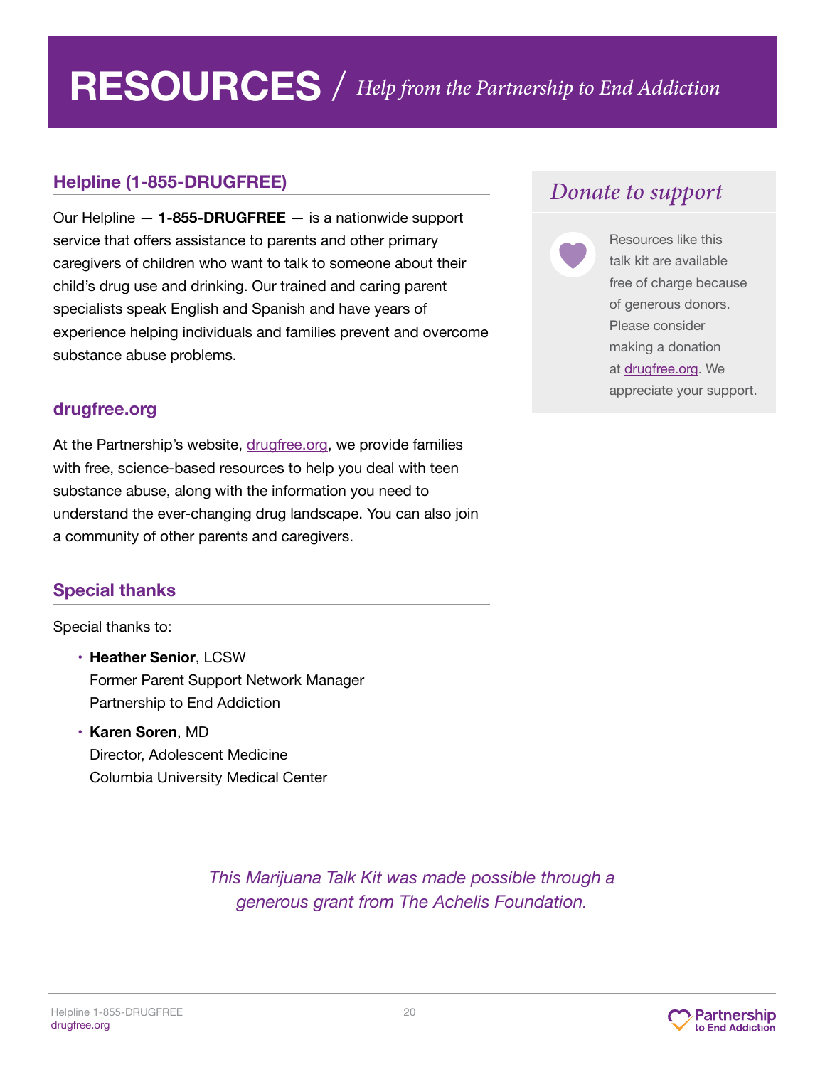# RESOURCES / *Help from the Partnership to End Addiction*

## Helpline (1-855-DRUGFREE)

Our Helpline — **1-855-DRUGFREE** — is a nationwide support service that offers assistance to parents and other primary caregivers of children who want to talk to someone about their child's drug use and drinking. Our trained and caring parent specialists speak English and Spanish and have years of experience helping individuals and families prevent and overcome substance abuse problems.

## drugfree.org

At the Partnership's website, drugfree.org, we provide families with free, science-based resources to help you deal with teen substance abuse, along with the information you need to understand the ever-changing drug landscape. You can also join a community of other parents and caregivers.

## Special thanks

Special thanks to:

- **Heather Senior**, LCSW
  Former Parent Support Network Manager
  Partnership to End Addiction
- **Karen Soren**, MD
  Director, Adolescent Medicine
  Columbia University Medical Center

## *Donate to support*

Resources like this talk kit are available free of charge because of generous donors. Please consider making a donation at drugfree.org. We appreciate your support.

*This Marijuana Talk Kit was made possible through a generous grant from The Achelis Foundation.*